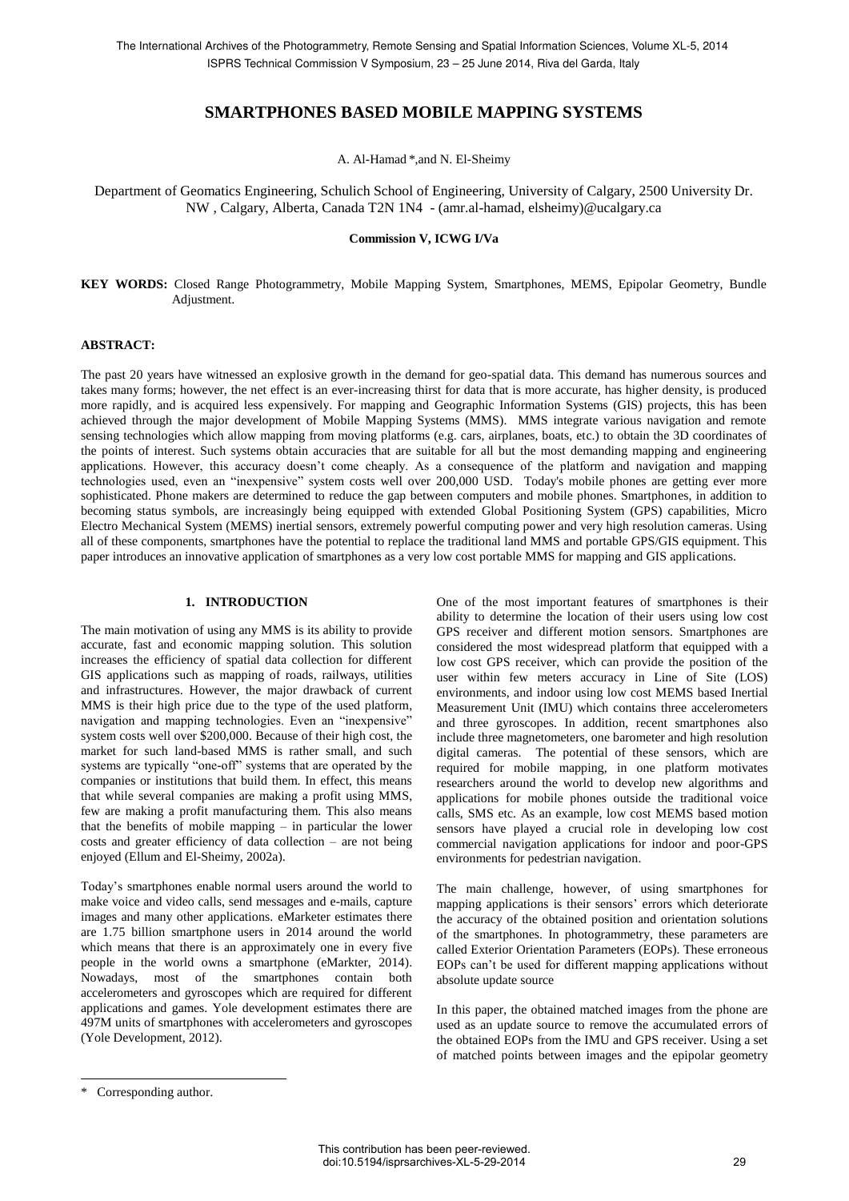# SMARTPHONES BASED MOBILE MAPPING SYSTEMS

A. Al-Hamad *,and N. El-Sheimy

Department of Geomatics Engineering, Schulich School of Engineering, University of Calgary, 2500 University Dr. NW , Calgary, Alberta, Canada T2N 1N4 - (amr.al-hamad, elsheimy)@ucalgary.ca

**Commission V, ICWG I/Va**

**KEY WORDS:** Closed Range Photogrammetry, Mobile Mapping System, Smartphones, MEMS, Epipolar Geometry, Bundle Adjustment.

**ABSTRACT:**

The past 20 years have witnessed an explosive growth in the demand for geo-spatial data. This demand has numerous sources and takes many forms; however, the net effect is an ever-increasing thirst for data that is more accurate, has higher density, is produced more rapidly, and is acquired less expensively. For mapping and Geographic Information Systems (GIS) projects, this has been achieved through the major development of Mobile Mapping Systems (MMS). MMS integrate various navigation and remote sensing technologies which allow mapping from moving platforms (e.g. cars, airplanes, boats, etc.) to obtain the 3D coordinates of the points of interest. Such systems obtain accuracies that are suitable for all but the most demanding mapping and engineering applications. However, this accuracy doesn't come cheaply. As a consequence of the platform and navigation and mapping technologies used, even an "inexpensive" system costs well over 200,000 USD. Today's mobile phones are getting ever more sophisticated. Phone makers are determined to reduce the gap between computers and mobile phones. Smartphones, in addition to becoming status symbols, are increasingly being equipped with extended Global Positioning System (GPS) capabilities, Micro Electro Mechanical System (MEMS) inertial sensors, extremely powerful computing power and very high resolution cameras. Using all of these components, smartphones have the potential to replace the traditional land MMS and portable GPS/GIS equipment. This paper introduces an innovative application of smartphones as a very low cost portable MMS for mapping and GIS applications.

## 1. INTRODUCTION

The main motivation of using any MMS is its ability to provide accurate, fast and economic mapping solution. This solution increases the efficiency of spatial data collection for different GIS applications such as mapping of roads, railways, utilities and infrastructures. However, the major drawback of current MMS is their high price due to the type of the used platform, navigation and mapping technologies. Even an "inexpensive" system costs well over $200,000. Because of their high cost, the market for such land-based MMS is rather small, and such systems are typically "one-off" systems that are operated by the companies or institutions that build them. In effect, this means that while several companies are making a profit using MMS, few are making a profit manufacturing them. This also means that the benefits of mobile mapping – in particular the lower costs and greater efficiency of data collection – are not being enjoyed (Ellum and El-Sheimy, 2002a).

Today's smartphones enable normal users around the world to make voice and video calls, send messages and e-mails, capture images and many other applications. eMarketer estimates there are 1.75 billion smartphone users in 2014 around the world which means that there is an approximately one in every five people in the world owns a smartphone (eMarkter, 2014). Nowadays, most of the smartphones contain both accelerometers and gyroscopes which are required for different applications and games. Yole development estimates there are 497M units of smartphones with accelerometers and gyroscopes (Yole Development, 2012).

One of the most important features of smartphones is their ability to determine the location of their users using low cost GPS receiver and different motion sensors. Smartphones are considered the most widespread platform that equipped with a low cost GPS receiver, which can provide the position of the user within few meters accuracy in Line of Site (LOS) environments, and indoor using low cost MEMS based Inertial Measurement Unit (IMU) which contains three accelerometers and three gyroscopes. In addition, recent smartphones also include three magnetometers, one barometer and high resolution digital cameras. The potential of these sensors, which are required for mobile mapping, in one platform motivates researchers around the world to develop new algorithms and applications for mobile phones outside the traditional voice calls, SMS etc. As an example, low cost MEMS based motion sensors have played a crucial role in developing low cost commercial navigation applications for indoor and poor-GPS environments for pedestrian navigation.

The main challenge, however, of using smartphones for mapping applications is their sensors' errors which deteriorate the accuracy of the obtained position and orientation solutions of the smartphones. In photogrammetry, these parameters are called Exterior Orientation Parameters (EOPs). These erroneous EOPs can't be used for different mapping applications without absolute update source

In this paper, the obtained matched images from the phone are used as an update source to remove the accumulated errors of the obtained EOPs from the IMU and GPS receiver. Using a set of matched points between images and the epipolar geometry

\* Corresponding author.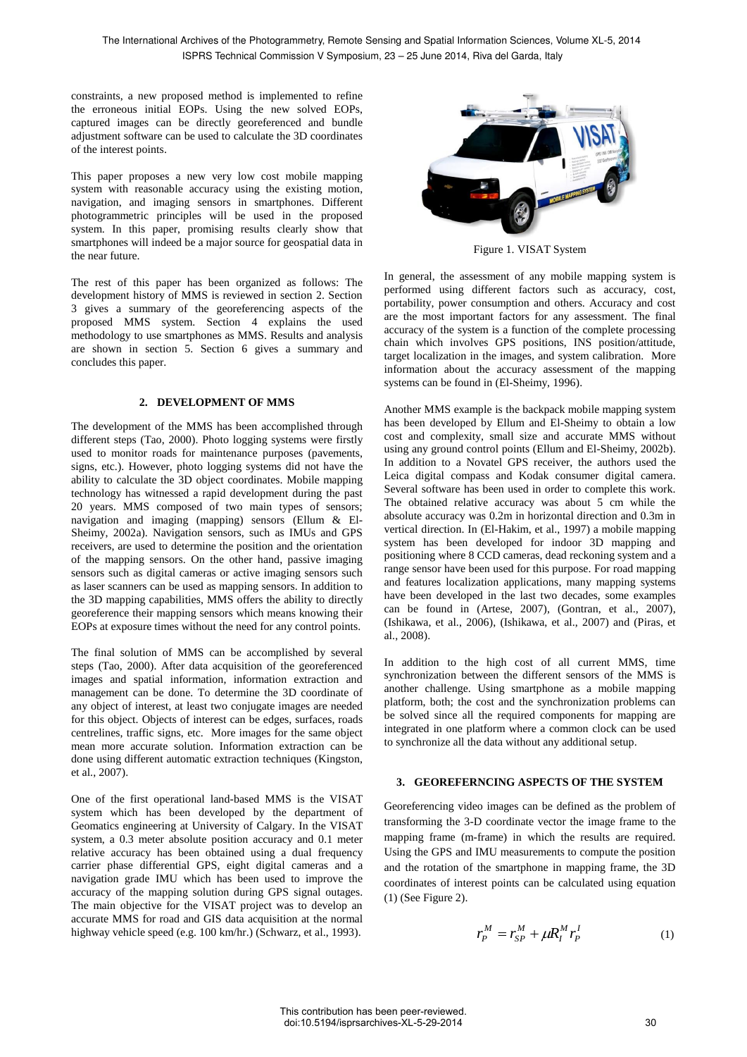constraints, a new proposed method is implemented to refine the erroneous initial EOPs. Using the new solved EOPs, captured images can be directly georeferenced and bundle adjustment software can be used to calculate the 3D coordinates of the interest points.

This paper proposes a new very low cost mobile mapping system with reasonable accuracy using the existing motion, navigation, and imaging sensors in smartphones. Different photogrammetric principles will be used in the proposed system. In this paper, promising results clearly show that smartphones will indeed be a major source for geospatial data in the near future.

The rest of this paper has been organized as follows: The development history of MMS is reviewed in section 2. Section 3 gives a summary of the georeferencing aspects of the proposed MMS system. Section 4 explains the used methodology to use smartphones as MMS. Results and analysis are shown in section 5. Section 6 gives a summary and concludes this paper.

## 2. DEVELOPMENT OF MMS

The development of the MMS has been accomplished through different steps (Tao, 2000). Photo logging systems were firstly used to monitor roads for maintenance purposes (pavements, signs, etc.). However, photo logging systems did not have the ability to calculate the 3D object coordinates. Mobile mapping technology has witnessed a rapid development during the past 20 years. MMS composed of two main types of sensors; navigation and imaging (mapping) sensors (Ellum & El-Sheimy, 2002a). Navigation sensors, such as IMUs and GPS receivers, are used to determine the position and the orientation of the mapping sensors. On the other hand, passive imaging sensors such as digital cameras or active imaging sensors such as laser scanners can be used as mapping sensors. In addition to the 3D mapping capabilities, MMS offers the ability to directly georeference their mapping sensors which means knowing their EOPs at exposure times without the need for any control points.

The final solution of MMS can be accomplished by several steps (Tao, 2000). After data acquisition of the georeferenced images and spatial information, information extraction and management can be done. To determine the 3D coordinate of any object of interest, at least two conjugate images are needed for this object. Objects of interest can be edges, surfaces, roads centrelines, traffic signs, etc. More images for the same object mean more accurate solution. Information extraction can be done using different automatic extraction techniques (Kingston, et al., 2007).

One of the first operational land-based MMS is the VISAT system which has been developed by the department of Geomatics engineering at University of Calgary. In the VISAT system, a 0.3 meter absolute position accuracy and 0.1 meter relative accuracy has been obtained using a dual frequency carrier phase differential GPS, eight digital cameras and a navigation grade IMU which has been used to improve the accuracy of the mapping solution during GPS signal outages. The main objective for the VISAT project was to develop an accurate MMS for road and GIS data acquisition at the normal highway vehicle speed (e.g. 100 km/hr.) (Schwarz, et al., 1993).

Figure 1. VISAT System

In general, the assessment of any mobile mapping system is performed using different factors such as accuracy, cost, portability, power consumption and others. Accuracy and cost are the most important factors for any assessment. The final accuracy of the system is a function of the complete processing chain which involves GPS positions, INS position/attitude, target localization in the images, and system calibration. More information about the accuracy assessment of the mapping systems can be found in (El-Sheimy, 1996).

Another MMS example is the backpack mobile mapping system has been developed by Ellum and El-Sheimy to obtain a low cost and complexity, small size and accurate MMS without using any ground control points (Ellum and El-Sheimy, 2002b). In addition to a Novatel GPS receiver, the authors used the Leica digital compass and Kodak consumer digital camera. Several software has been used in order to complete this work. The obtained relative accuracy was about 5 cm while the absolute accuracy was 0.2m in horizontal direction and 0.3m in vertical direction. In (El-Hakim, et al., 1997) a mobile mapping system has been developed for indoor 3D mapping and positioning where 8 CCD cameras, dead reckoning system and a range sensor have been used for this purpose. For road mapping and features localization applications, many mapping systems have been developed in the last two decades, some examples can be found in (Artese, 2007), (Gontran, et al., 2007), (Ishikawa, et al., 2006), (Ishikawa, et al., 2007) and (Piras, et al., 2008).

In addition to the high cost of all current MMS, time synchronization between the different sensors of the MMS is another challenge. Using smartphone as a mobile mapping platform, both; the cost and the synchronization problems can be solved since all the required components for mapping are integrated in one platform where a common clock can be used to synchronize all the data without any additional setup.

## 3. GEOREFERNCING ASPECTS OF THE SYSTEM

Georeferencing video images can be defined as the problem of transforming the 3-D coordinate vector the image frame to the mapping frame (m-frame) in which the results are required. Using the GPS and IMU measurements to compute the position and the rotation of the smartphone in mapping frame, the 3D coordinates of interest points can be calculated using equation (1) (See Figure 2).

$$r_P^M = r_{SP}^M + \mu R_I^M r_P^I \tag{1}$$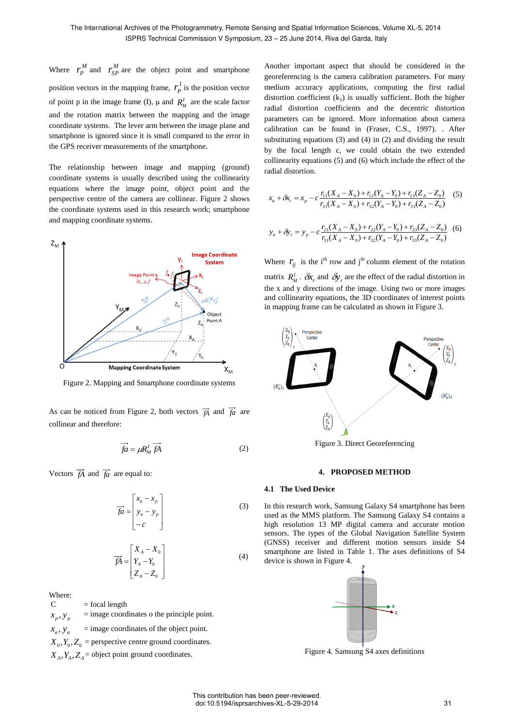Where $r_P^M$ and $r_{SP}^M$ are the object point and smartphone position vectors in the mapping frame, $r_P^I$ is the position vector of point p in the image frame (I), μ and $R_M^I$ are the scale factor and the rotation matrix between the mapping and the image coordinate systems. The lever arm between the image plane and smartphone is ignored since it is small compared to the error in the GPS receiver measurements of the smartphone.

The relationship between image and mapping (ground) coordinate systems is usually described using the collinearity equations where the image point, object point and the perspective centre of the camera are collinear. Figure 2 shows the coordinate systems used in this research work; smartphone and mapping coordinate systems.

Figure 2. Mapping and Smartphone coordinate systems

As can be noticed from Figure 2, both vectors $\overrightarrow{fA}$ and $\overrightarrow{fa}$ are collinear and therefore:

$$\overrightarrow{fa} = \mu R_M^I \overrightarrow{fA} \quad (2)$$

Vectors $\overrightarrow{fA}$ and $\overrightarrow{fa}$ are equal to:

$$\overrightarrow{fa} = \begin{bmatrix} x_a - x_p \\ y_a - y_p \\ -c \end{bmatrix} \quad (3)$$

$$\overrightarrow{fA} = \begin{bmatrix} X_A - X_0 \\ Y_A - Y_0 \\ Z_A - Z_0 \end{bmatrix} \quad (4)$$

Where:

C = focal length

$x_p, y_p$ = image coordinates o the principle point.

$x_a, y_a$ = image coordinates of the object point.

$X_0, Y_0, Z_0$ = perspective centre ground coordinates.

$X_A, Y_A, Z_A$ = object point ground coordinates.

Another important aspect that should be considered in the georeferencing is the camera calibration parameters. For many medium accuracy applications, computing the first radial distortion coefficient ($k_1$) is usually sufficient. Both the higher radial distortion coefficients and the decentric distortion parameters can be ignored. More information about camera calibration can be found in (Fraser, C.S., 1997). . After substituting equations (3) and (4) in (2) and dividing the result by the focal length c, we could obtain the two extended collinearity equations (5) and (6) which include the effect of the radial distortion.

$$x_a + \delta x_r = x_p - c\frac{r_{11}(X_A - X_0) + r_{12}(Y_A - Y_0) + r_{13}(Z_A - Z_0)}{r_{31}(X_A - X_0) + r_{32}(Y_A - Y_0) + r_{33}(Z_A - Z_0)} \quad (5)$$

$$y_a + \delta y_r = y_p - c\frac{r_{21}(X_A - X_0) + r_{22}(Y_A - Y_0) + r_{23}(Z_A - Z_0)}{r_{31}(X_A - X_0) + r_{32}(Y_A - Y_0) + r_{33}(Z_A - Z_0)} \quad (6)$$

Where $r_{ij}$ is the i[th] row and j[th] column element of the rotation matrix $R_M^I$. $\delta x_r$ and $\delta y_r$ are the effect of the radial distortion in the x and y directions of the image. Using two or more images and collinearity equations, the 3D coordinates of interest points in mapping frame can be calculated as shown in Figure 3.

Figure 3. Direct Georeferencing

## 4. PROPOSED METHOD

### 4.1 The Used Device

In this research work, Samsung Galaxy S4 smartphone has been used as the MMS platform. The Samsung Galaxy S4 contains a high resolution 13 MP digital camera and accurate motion sensors. The types of the Global Navigation Satellite System (GNSS) receiver and different motion sensors inside S4 smartphone are listed in Table 1. The axes definitions of S4 device is shown in Figure 4.

Figure 4. Samsung S4 axes definitions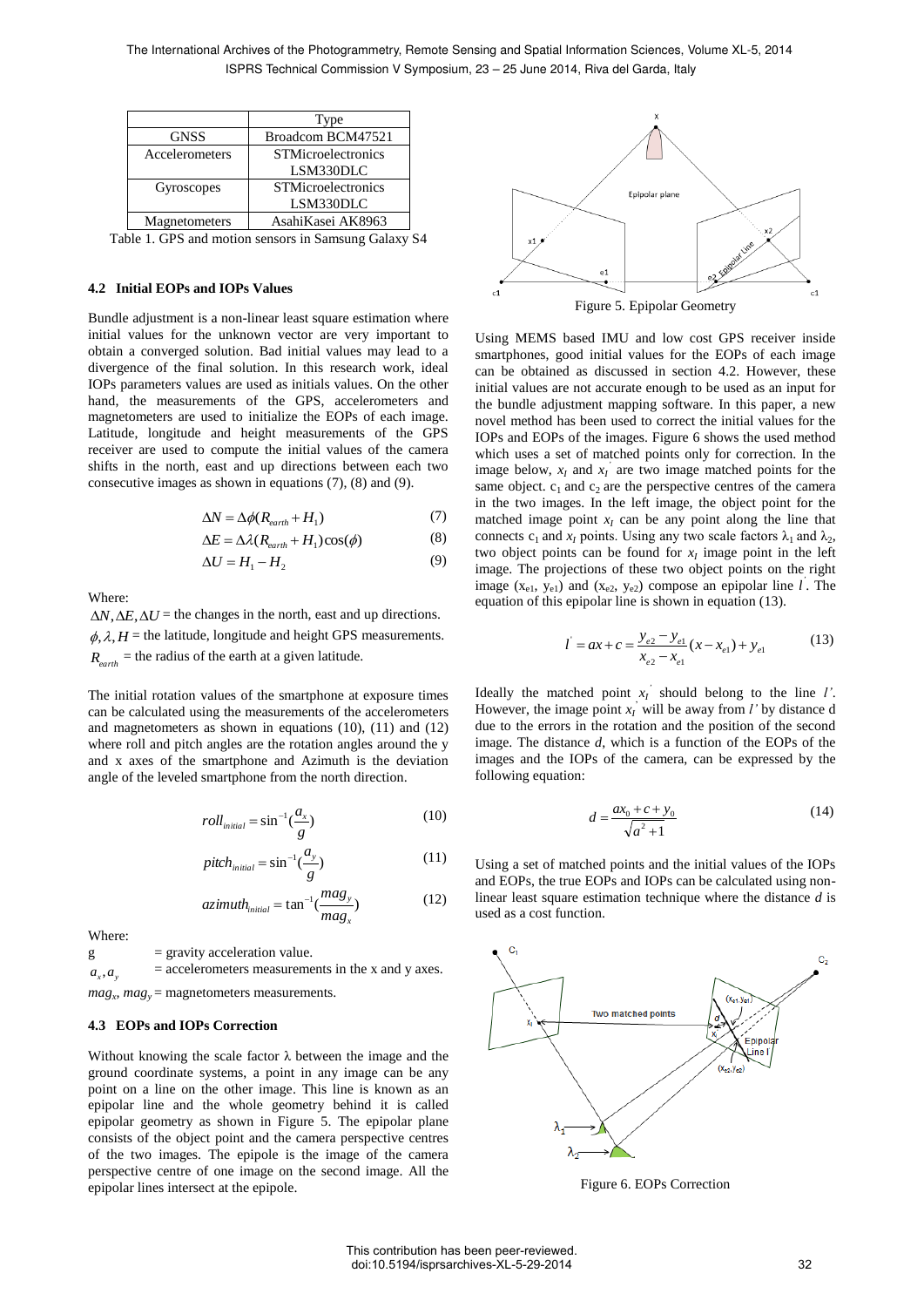|  | Type |
|---|---|
| GNSS | Broadcom BCM47521 |
| Accelerometers | STMicroelectronics LSM330DLC |
| Gyroscopes | STMicroelectronics LSM330DLC |
| Magnetometers | AsahiKasei AK8963 |

Table 1. GPS and motion sensors in Samsung Galaxy S4

### 4.2 Initial EOPs and IOPs Values

Bundle adjustment is a non-linear least square estimation where initial values for the unknown vector are very important to obtain a converged solution. Bad initial values may lead to a divergence of the final solution. In this research work, ideal IOPs parameters values are used as initials values. On the other hand, the measurements of the GPS, accelerometers and magnetometers are used to initialize the EOPs of each image. Latitude, longitude and height measurements of the GPS receiver are used to compute the initial values of the camera shifts in the north, east and up directions between each two consecutive images as shown in equations (7), (8) and (9).

$$\Delta N = \Delta\phi(R_{earth} + H_1) \tag{7}$$

$$\Delta E = \Delta\lambda(R_{earth} + H_1)\cos(\phi) \tag{8}$$

$$\Delta U = H_1 - H_2 \tag{9}$$

Where:

$\Delta N, \Delta E, \Delta U$ = the changes in the north, east and up directions.

$\phi, \lambda, H$ = the latitude, longitude and height GPS measurements.

$R_{earth}$ = the radius of the earth at a given latitude.

The initial rotation values of the smartphone at exposure times can be calculated using the measurements of the accelerometers and magnetometers as shown in equations (10), (11) and (12) where roll and pitch angles are the rotation angles around the y and x axes of the smartphone and Azimuth is the deviation angle of the leveled smartphone from the north direction.

$$roll_{initial} = \sin^{-1}(\frac{a_x}{g}) \tag{10}$$

$$pitch_{initial} = \sin^{-1}(\frac{a_y}{g}) \tag{11}$$

$$azimuth_{initial} = \tan^{-1}(\frac{mag_y}{mag_x}) \tag{12}$$

Where:

g = gravity acceleration value.

$a_x, a_y$ = accelerometers measurements in the x and y axes.

$mag_x$, $mag_y$ = magnetometers measurements.

### 4.3 EOPs and IOPs Correction

Without knowing the scale factor λ between the image and the ground coordinate systems, a point in any image can be any point on a line on the other image. This line is known as an epipolar line and the whole geometry behind it is called epipolar geometry as shown in Figure 5. The epipolar plane consists of the object point and the camera perspective centres of the two images. The epipole is the image of the camera perspective centre of one image on the second image. All the epipolar lines intersect at the epipole.

Figure 5. Epipolar Geometry

Using MEMS based IMU and low cost GPS receiver inside smartphones, good initial values for the EOPs of each image can be obtained as discussed in section 4.2. However, these initial values are not accurate enough to be used as an input for the bundle adjustment mapping software. In this paper, a new novel method has been used to correct the initial values for the IOPs and EOPs of the images. Figure 6 shows the used method which uses a set of matched points only for correction. In the image below, $x_I$ and $x_I^{'}$ are two image matched points for the same object. $c_1$ and $c_2$ are the perspective centres of the camera in the two images. In the left image, the object point for the matched image point $x_I$ can be any point along the line that connects $c_1$ and $x_I$ points. Using any two scale factors $\lambda_1$ and $\lambda_2$, two object points can be found for $x_I$ image point in the left image. The projections of these two object points on the right image ($x_{e1}$, $y_{e1}$) and ($x_{e2}$, $y_{e2}$) compose an epipolar line $l^{'}$. The equation of this epipolar line is shown in equation (13).

$$l^{'} = ax + c = \frac{y_{e2} - y_{e1}}{x_{e2} - x_{e1}}(x - x_{e1}) + y_{e1} \tag{13}$$

Ideally the matched point $x_I^{'}$ should belong to the line $l'$. However, the image point $x_I^{'}$ will be away from $l'$ by distance d due to the errors in the rotation and the position of the second image. The distance $d$, which is a function of the EOPs of the images and the IOPs of the camera, can be expressed by the following equation:

$$d = \frac{ax_0 + c + y_0}{\sqrt{a^2 + 1}} \tag{14}$$

Using a set of matched points and the initial values of the IOPs and EOPs, the true EOPs and IOPs can be calculated using non-linear least square estimation technique where the distance $d$ is used as a cost function.

Figure 6. EOPs Correction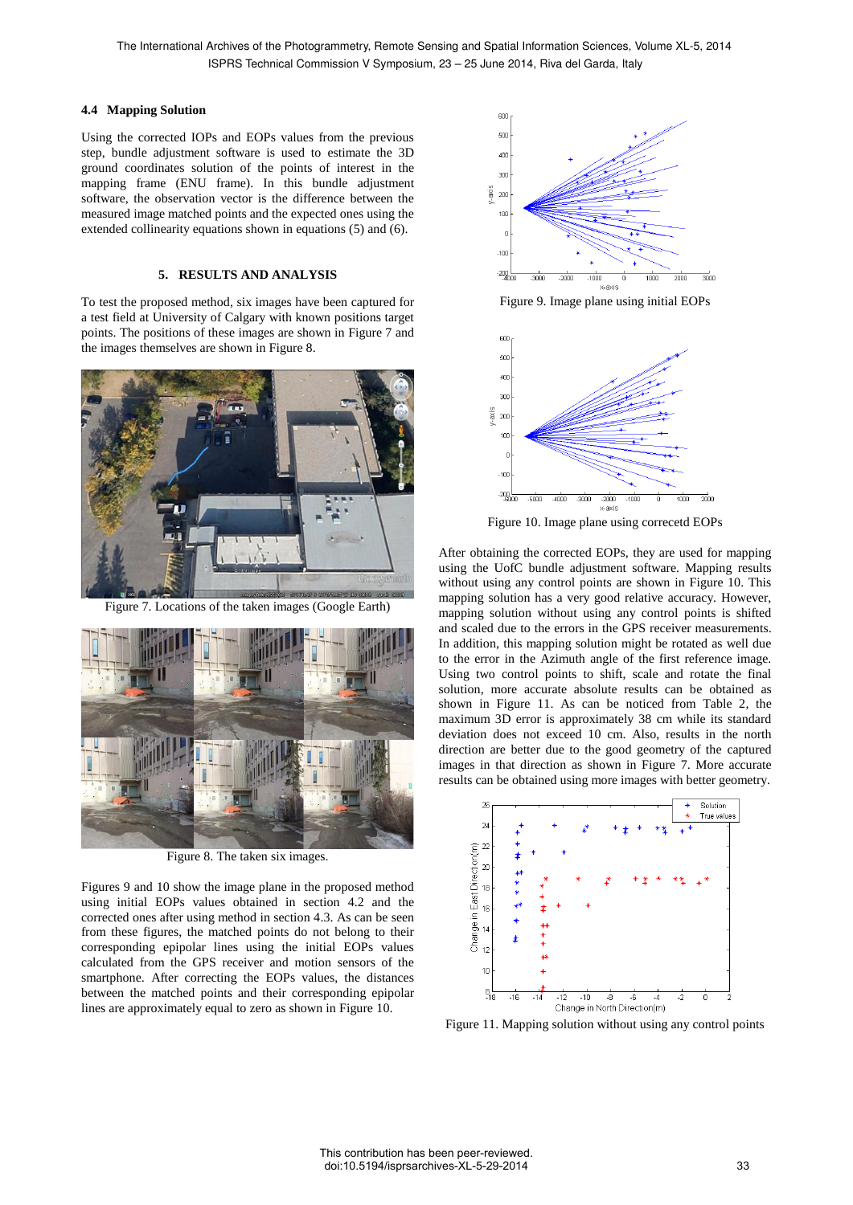### 4.4 Mapping Solution

Using the corrected IOPs and EOPs values from the previous step, bundle adjustment software is used to estimate the 3D ground coordinates solution of the points of interest in the mapping frame (ENU frame). In this bundle adjustment software, the observation vector is the difference between the measured image matched points and the expected ones using the extended collinearity equations shown in equations (5) and (6).

## 5. RESULTS AND ANALYSIS

To test the proposed method, six images have been captured for a test field at University of Calgary with known positions target points. The positions of these images are shown in Figure 7 and the images themselves are shown in Figure 8.

Figure 7. Locations of the taken images (Google Earth)

Figure 8. The taken six images.

Figures 9 and 10 show the image plane in the proposed method using initial EOPs values obtained in section 4.2 and the corrected ones after using method in section 4.3. As can be seen from these figures, the matched points do not belong to their corresponding epipolar lines using the initial EOPs values calculated from the GPS receiver and motion sensors of the smartphone. After correcting the EOPs values, the distances between the matched points and their corresponding epipolar lines are approximately equal to zero as shown in Figure 10.

Figure 9. Image plane using initial EOPs

Figure 10. Image plane using correcetd EOPs

After obtaining the corrected EOPs, they are used for mapping using the UofC bundle adjustment software. Mapping results without using any control points are shown in Figure 10. This mapping solution has a very good relative accuracy. However, mapping solution without using any control points is shifted and scaled due to the errors in the GPS receiver measurements. In addition, this mapping solution might be rotated as well due to the error in the Azimuth angle of the first reference image. Using two control points to shift, scale and rotate the final solution, more accurate absolute results can be obtained as shown in Figure 11. As can be noticed from Table 2, the maximum 3D error is approximately 38 cm while its standard deviation does not exceed 10 cm. Also, results in the north direction are better due to the good geometry of the captured images in that direction as shown in Figure 7. More accurate results can be obtained using more images with better geometry.

Figure 11. Mapping solution without using any control points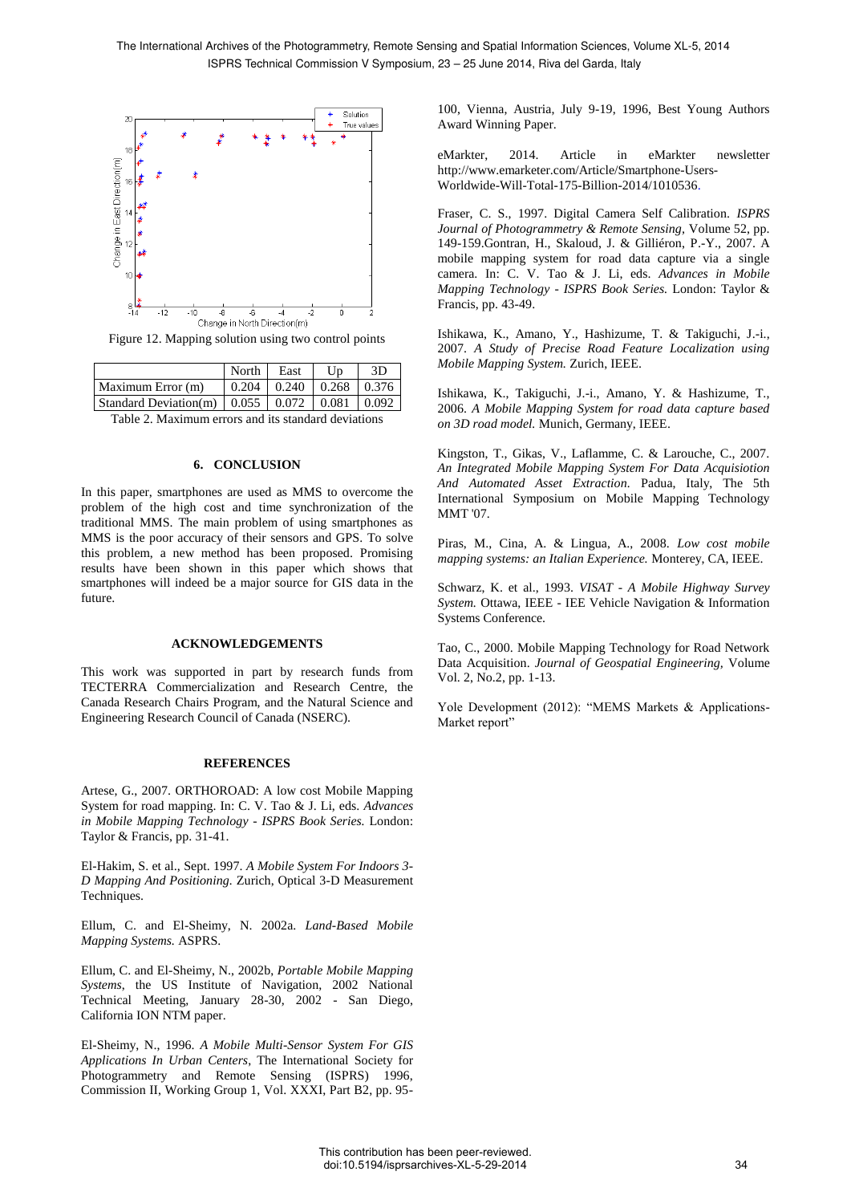Solution

True values

Change in East Direction(m)

Change in North Direction(m)

20, 18, 16, 14, 12, 10, 8

-14, -12, -10, -8, -6, -4, -2, 0, 2

Figure 12. Mapping solution using two control points

| | North | East | Up | 3D |
|---|---|---|---|---|
| Maximum Error (m) | 0.204 | 0.240 | 0.268 | 0.376 |
| Standard Deviation(m) | 0.055 | 0.072 | 0.081 | 0.092 |

Table 2. Maximum errors and its standard deviations

## 6. CONCLUSION

In this paper, smartphones are used as MMS to overcome the problem of the high cost and time synchronization of the traditional MMS. The main problem of using smartphones as MMS is the poor accuracy of their sensors and GPS. To solve this problem, a new method has been proposed. Promising results have been shown in this paper which shows that smartphones will indeed be a major source for GIS data in the future.

## ACKNOWLEDGEMENTS

This work was supported in part by research funds from TECTERRA Commercialization and Research Centre, the Canada Research Chairs Program, and the Natural Science and Engineering Research Council of Canada (NSERC).

## REFERENCES

Artese, G., 2007. ORTHOROAD: A low cost Mobile Mapping System for road mapping. In: C. V. Tao & J. Li, eds. *Advances in Mobile Mapping Technology - ISPRS Book Series.* London: Taylor & Francis, pp. 31-41.

El-Hakim, S. et al., Sept. 1997. *A Mobile System For Indoors 3-D Mapping And Positioning.* Zurich, Optical 3-D Measurement Techniques.

Ellum, C. and El-Sheimy, N. 2002a. *Land-Based Mobile Mapping Systems.* ASPRS.

Ellum, C. and El-Sheimy, N., 2002b, *Portable Mobile Mapping Systems*, the US Institute of Navigation, 2002 National Technical Meeting, January 28-30, 2002 - San Diego, California ION NTM paper.

El-Sheimy, N., 1996. *A Mobile Multi-Sensor System For GIS Applications In Urban Centers*, The International Society for Photogrammetry and Remote Sensing (ISPRS) 1996, Commission II, Working Group 1, Vol. XXXI, Part B2, pp. 95-100, Vienna, Austria, July 9-19, 1996, Best Young Authors Award Winning Paper.

eMarkter, 2014. Article in eMarkter newsletter http://www.emarketer.com/Article/Smartphone-Users-Worldwide-Will-Total-175-Billion-2014/1010536.

Fraser, C. S., 1997. Digital Camera Self Calibration. *ISPRS Journal of Photogrammetry & Remote Sensing*, Volume 52, pp. 149-159.Gontran, H., Skaloud, J. & Gilliéron, P.-Y., 2007. A mobile mapping system for road data capture via a single camera. In: C. V. Tao & J. Li, eds. *Advances in Mobile Mapping Technology - ISPRS Book Series.* London: Taylor & Francis, pp. 43-49.

Ishikawa, K., Amano, Y., Hashizume, T. & Takiguchi, J.-i., 2007. *A Study of Precise Road Feature Localization using Mobile Mapping System.* Zurich, IEEE.

Ishikawa, K., Takiguchi, J.-i., Amano, Y. & Hashizume, T., 2006. *A Mobile Mapping System for road data capture based on 3D road model.* Munich, Germany, IEEE.

Kingston, T., Gikas, V., Laflamme, C. & Larouche, C., 2007. *An Integrated Mobile Mapping System For Data Acquisiotion And Automated Asset Extraction.* Padua, Italy, The 5th International Symposium on Mobile Mapping Technology MMT '07.

Piras, M., Cina, A. & Lingua, A., 2008. *Low cost mobile mapping systems: an Italian Experience.* Monterey, CA, IEEE.

Schwarz, K. et al., 1993. *VISAT - A Mobile Highway Survey System.* Ottawa, IEEE - IEE Vehicle Navigation & Information Systems Conference.

Tao, C., 2000. Mobile Mapping Technology for Road Network Data Acquisition. *Journal of Geospatial Engineering*, Volume Vol. 2, No.2, pp. 1-13.

Yole Development (2012): "MEMS Markets & Applications-Market report"

This contribution has been peer-reviewed.
doi:10.5194/isprsarchives-XL-5-29-2014